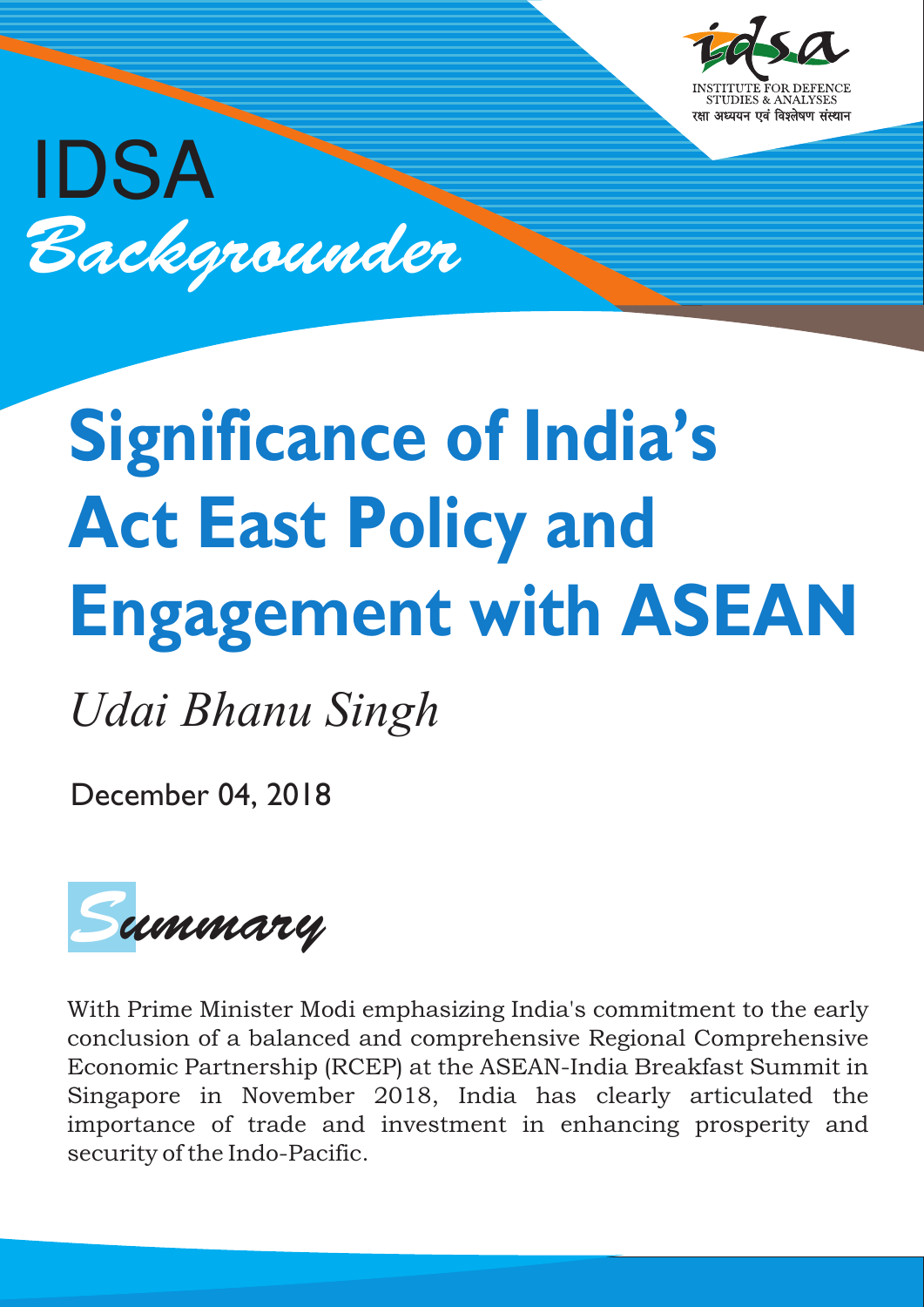INSTITUTE FOR DEFENCE STUDIES & ANALYSES

रक्षा अध्ययन एवं विश्लेषण संस्थान

IDSA

*Backgrounder*

# Significance of India's Act East Policy and Engagement with ASEAN

*Udai Bhanu Singh*

December 04, 2018

## *Summary*

With Prime Minister Modi emphasizing India's commitment to the early conclusion of a balanced and comprehensive Regional Comprehensive Economic Partnership (RCEP) at the ASEAN-India Breakfast Summit in Singapore in November 2018, India has clearly articulated the importance of trade and investment in enhancing prosperity and security of the Indo-Pacific.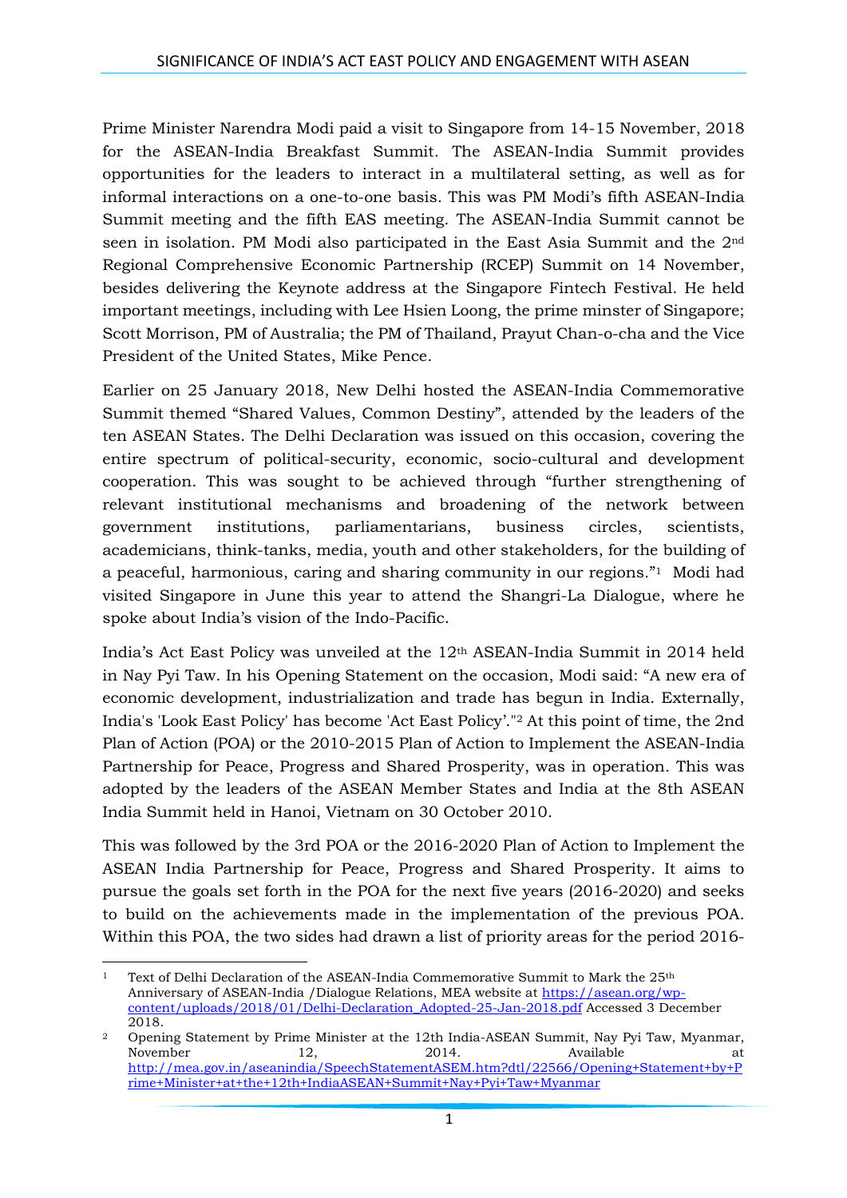Prime Minister Narendra Modi paid a visit to Singapore from 14-15 November, 2018 for the ASEAN-India Breakfast Summit. The ASEAN-India Summit provides opportunities for the leaders to interact in a multilateral setting, as well as for informal interactions on a one-to-one basis. This was PM Modi's fifth ASEAN-India Summit meeting and the fifth EAS meeting. The ASEAN-India Summit cannot be seen in isolation. PM Modi also participated in the East Asia Summit and the 2nd Regional Comprehensive Economic Partnership (RCEP) Summit on 14 November, besides delivering the Keynote address at the Singapore Fintech Festival. He held important meetings, including with Lee Hsien Loong, the prime minster of Singapore; Scott Morrison, PM of Australia; the PM of Thailand, Prayut Chan-o-cha and the Vice President of the United States, Mike Pence.

Earlier on 25 January 2018, New Delhi hosted the ASEAN-India Commemorative Summit themed "Shared Values, Common Destiny", attended by the leaders of the ten ASEAN States. The Delhi Declaration was issued on this occasion, covering the entire spectrum of political-security, economic, socio-cultural and development cooperation. This was sought to be achieved through "further strengthening of relevant institutional mechanisms and broadening of the network between government institutions, parliamentarians, business circles, scientists, academicians, think-tanks, media, youth and other stakeholders, for the building of a peaceful, harmonious, caring and sharing community in our regions."[1] Modi had visited Singapore in June this year to attend the Shangri-La Dialogue, where he spoke about India's vision of the Indo-Pacific.

India's Act East Policy was unveiled at the 12th ASEAN-India Summit in 2014 held in Nay Pyi Taw. In his Opening Statement on the occasion, Modi said: "A new era of economic development, industrialization and trade has begun in India. Externally, India's 'Look East Policy' has become 'Act East Policy'."[2] At this point of time, the 2nd Plan of Action (POA) or the 2010-2015 Plan of Action to Implement the ASEAN-India Partnership for Peace, Progress and Shared Prosperity, was in operation. This was adopted by the leaders of the ASEAN Member States and India at the 8th ASEAN India Summit held in Hanoi, Vietnam on 30 October 2010.

This was followed by the 3rd POA or the 2016-2020 Plan of Action to Implement the ASEAN India Partnership for Peace, Progress and Shared Prosperity. It aims to pursue the goals set forth in the POA for the next five years (2016-2020) and seeks to build on the achievements made in the implementation of the previous POA. Within this POA, the two sides had drawn a list of priority areas for the period 2016-

---

[1] Text of Delhi Declaration of the ASEAN-India Commemorative Summit to Mark the 25th Anniversary of ASEAN-India /Dialogue Relations, MEA website at https://asean.org/wp-content/uploads/2018/01/Delhi-Declaration_Adopted-25-Jan-2018.pdf Accessed 3 December 2018.

[2] Opening Statement by Prime Minister at the 12th India-ASEAN Summit, Nay Pyi Taw, Myanmar, November 12, 2014. Available at http://mea.gov.in/aseanindia/SpeechStatementASEM.htm?dtl/22566/Opening+Statement+by+Prime+Minister+at+the+12th+IndiaASEAN+Summit+Nay+Pyi+Taw+Myanmar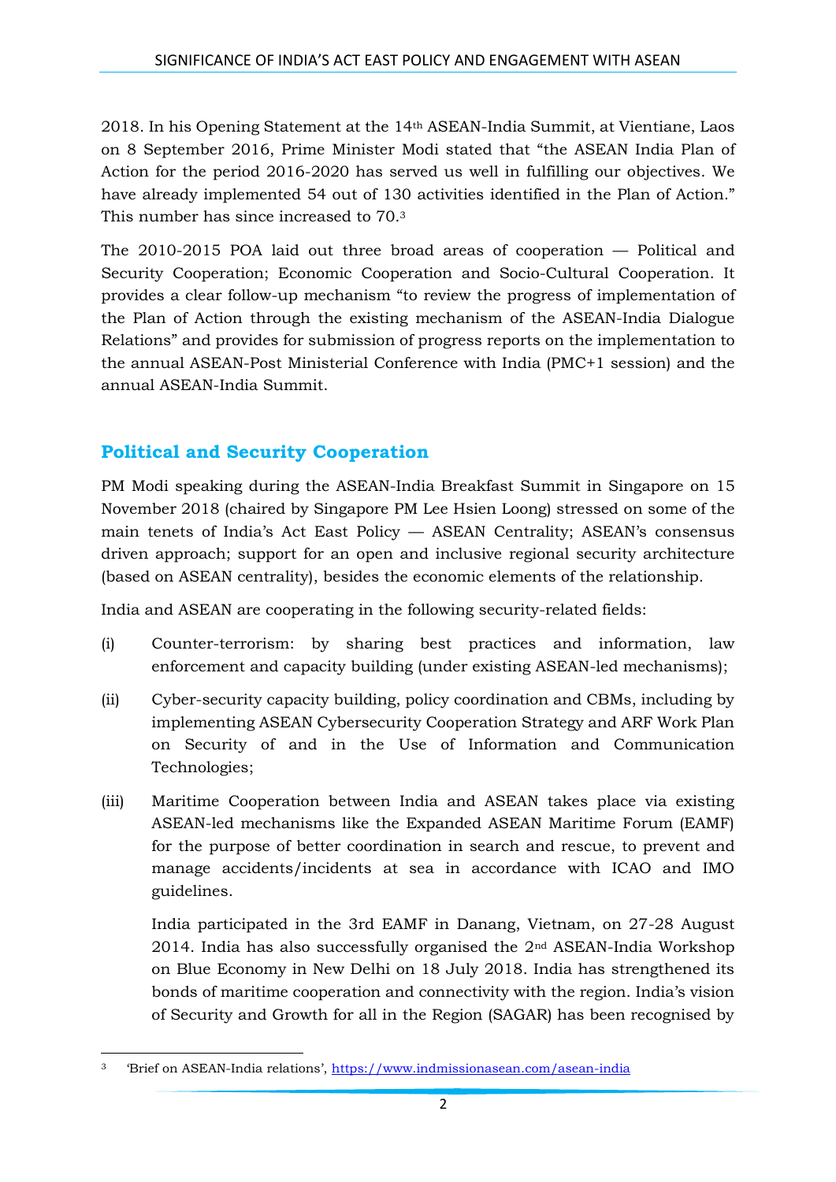2018. In his Opening Statement at the 14th ASEAN-India Summit, at Vientiane, Laos on 8 September 2016, Prime Minister Modi stated that "the ASEAN India Plan of Action for the period 2016-2020 has served us well in fulfilling our objectives. We have already implemented 54 out of 130 activities identified in the Plan of Action." This number has since increased to 70.[3]

The 2010-2015 POA laid out three broad areas of cooperation — Political and Security Cooperation; Economic Cooperation and Socio-Cultural Cooperation. It provides a clear follow-up mechanism "to review the progress of implementation of the Plan of Action through the existing mechanism of the ASEAN-India Dialogue Relations" and provides for submission of progress reports on the implementation to the annual ASEAN-Post Ministerial Conference with India (PMC+1 session) and the annual ASEAN-India Summit.

## Political and Security Cooperation

PM Modi speaking during the ASEAN-India Breakfast Summit in Singapore on 15 November 2018 (chaired by Singapore PM Lee Hsien Loong) stressed on some of the main tenets of India's Act East Policy — ASEAN Centrality; ASEAN's consensus driven approach; support for an open and inclusive regional security architecture (based on ASEAN centrality), besides the economic elements of the relationship.

India and ASEAN are cooperating in the following security-related fields:

(i) Counter-terrorism: by sharing best practices and information, law enforcement and capacity building (under existing ASEAN-led mechanisms);

(ii) Cyber-security capacity building, policy coordination and CBMs, including by implementing ASEAN Cybersecurity Cooperation Strategy and ARF Work Plan on Security of and in the Use of Information and Communication Technologies;

(iii) Maritime Cooperation between India and ASEAN takes place via existing ASEAN-led mechanisms like the Expanded ASEAN Maritime Forum (EAMF) for the purpose of better coordination in search and rescue, to prevent and manage accidents/incidents at sea in accordance with ICAO and IMO guidelines.

India participated in the 3rd EAMF in Danang, Vietnam, on 27-28 August 2014. India has also successfully organised the 2nd ASEAN-India Workshop on Blue Economy in New Delhi on 18 July 2018. India has strengthened its bonds of maritime cooperation and connectivity with the region. India's vision of Security and Growth for all in the Region (SAGAR) has been recognised by

[3] 'Brief on ASEAN-India relations', https://www.indmissionasean.com/asean-india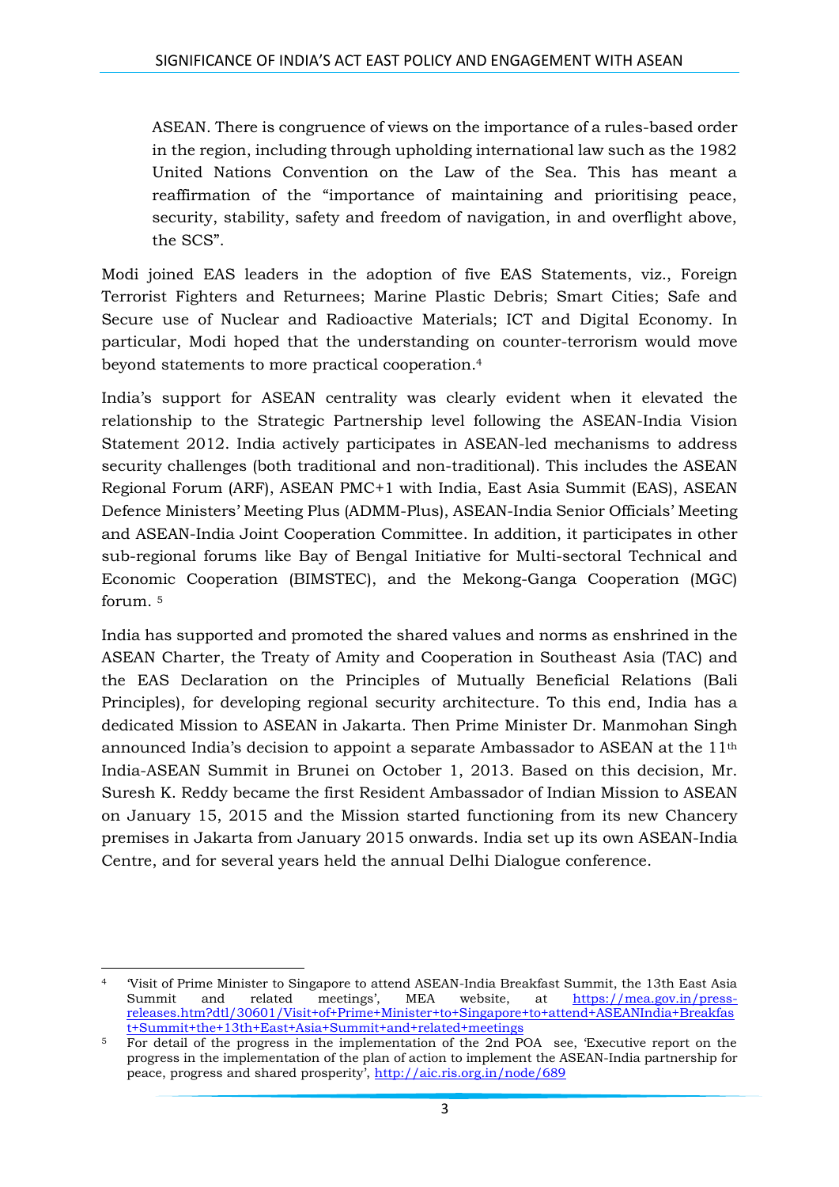ASEAN. There is congruence of views on the importance of a rules-based order in the region, including through upholding international law such as the 1982 United Nations Convention on the Law of the Sea. This has meant a reaffirmation of the "importance of maintaining and prioritising peace, security, stability, safety and freedom of navigation, in and overflight above, the SCS".

Modi joined EAS leaders in the adoption of five EAS Statements, viz., Foreign Terrorist Fighters and Returnees; Marine Plastic Debris; Smart Cities; Safe and Secure use of Nuclear and Radioactive Materials; ICT and Digital Economy. In particular, Modi hoped that the understanding on counter-terrorism would move beyond statements to more practical cooperation.[4]

India's support for ASEAN centrality was clearly evident when it elevated the relationship to the Strategic Partnership level following the ASEAN-India Vision Statement 2012. India actively participates in ASEAN-led mechanisms to address security challenges (both traditional and non-traditional). This includes the ASEAN Regional Forum (ARF), ASEAN PMC+1 with India, East Asia Summit (EAS), ASEAN Defence Ministers' Meeting Plus (ADMM-Plus), ASEAN-India Senior Officials' Meeting and ASEAN-India Joint Cooperation Committee. In addition, it participates in other sub-regional forums like Bay of Bengal Initiative for Multi-sectoral Technical and Economic Cooperation (BIMSTEC), and the Mekong-Ganga Cooperation (MGC) forum. [5]

India has supported and promoted the shared values and norms as enshrined in the ASEAN Charter, the Treaty of Amity and Cooperation in Southeast Asia (TAC) and the EAS Declaration on the Principles of Mutually Beneficial Relations (Bali Principles), for developing regional security architecture. To this end, India has a dedicated Mission to ASEAN in Jakarta. Then Prime Minister Dr. Manmohan Singh announced India's decision to appoint a separate Ambassador to ASEAN at the 11th India-ASEAN Summit in Brunei on October 1, 2013. Based on this decision, Mr. Suresh K. Reddy became the first Resident Ambassador of Indian Mission to ASEAN on January 15, 2015 and the Mission started functioning from its new Chancery premises in Jakarta from January 2015 onwards. India set up its own ASEAN-India Centre, and for several years held the annual Delhi Dialogue conference.

---

[4] 'Visit of Prime Minister to Singapore to attend ASEAN-India Breakfast Summit, the 13th East Asia Summit and related meetings', MEA website, at https://mea.gov.in/press-releases.htm?dtl/30601/Visit+of+Prime+Minister+to+Singapore+to+attend+ASEANIndia+Breakfast+Summit+the+13th+East+Asia+Summit+and+related+meetings

[5] For detail of the progress in the implementation of the 2nd POA see, 'Executive report on the progress in the implementation of the plan of action to implement the ASEAN-India partnership for peace, progress and shared prosperity', http://aic.ris.org.in/node/689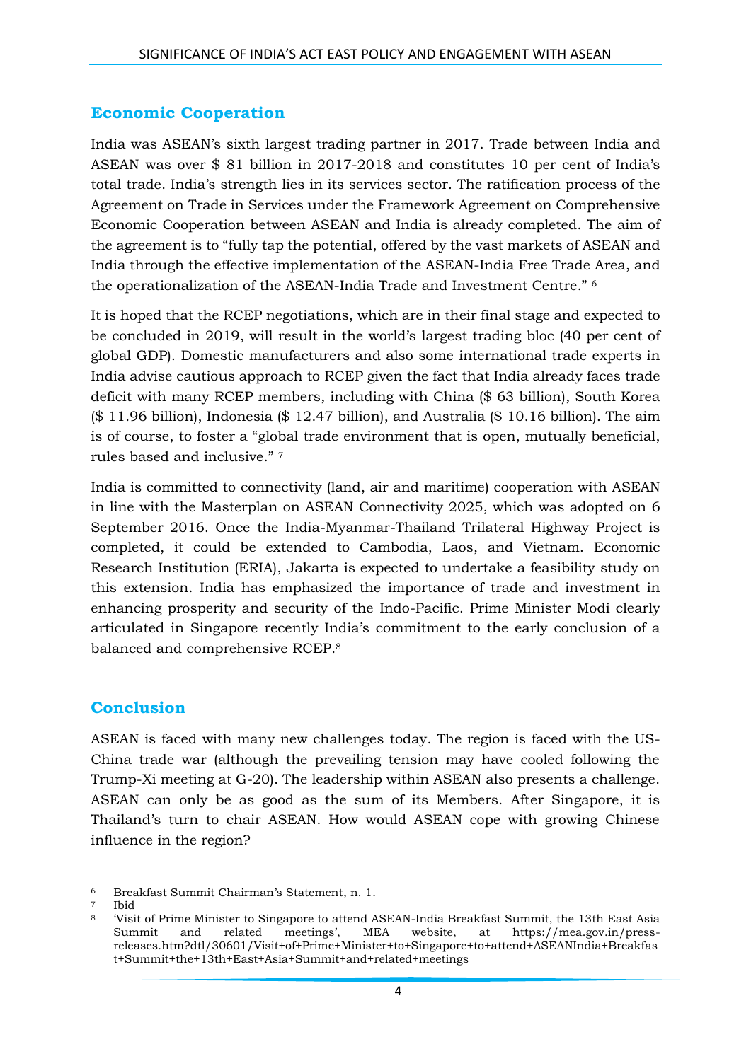## Economic Cooperation

India was ASEAN's sixth largest trading partner in 2017. Trade between India and ASEAN was over $ 81 billion in 2017-2018 and constitutes 10 per cent of India's total trade. India's strength lies in its services sector. The ratification process of the Agreement on Trade in Services under the Framework Agreement on Comprehensive Economic Cooperation between ASEAN and India is already completed. The aim of the agreement is to "fully tap the potential, offered by the vast markets of ASEAN and India through the effective implementation of the ASEAN-India Free Trade Area, and the operationalization of the ASEAN-India Trade and Investment Centre." [6]

It is hoped that the RCEP negotiations, which are in their final stage and expected to be concluded in 2019, will result in the world's largest trading bloc (40 per cent of global GDP). Domestic manufacturers and also some international trade experts in India advise cautious approach to RCEP given the fact that India already faces trade deficit with many RCEP members, including with China ($ 63 billion), South Korea ($ 11.96 billion), Indonesia ($ 12.47 billion), and Australia ($ 10.16 billion). The aim is of course, to foster a "global trade environment that is open, mutually beneficial, rules based and inclusive." [7]

India is committed to connectivity (land, air and maritime) cooperation with ASEAN in line with the Masterplan on ASEAN Connectivity 2025, which was adopted on 6 September 2016. Once the India-Myanmar-Thailand Trilateral Highway Project is completed, it could be extended to Cambodia, Laos, and Vietnam. Economic Research Institution (ERIA), Jakarta is expected to undertake a feasibility study on this extension. India has emphasized the importance of trade and investment in enhancing prosperity and security of the Indo-Pacific. Prime Minister Modi clearly articulated in Singapore recently India's commitment to the early conclusion of a balanced and comprehensive RCEP.[8]

## Conclusion

ASEAN is faced with many new challenges today. The region is faced with the US-China trade war (although the prevailing tension may have cooled following the Trump-Xi meeting at G-20). The leadership within ASEAN also presents a challenge. ASEAN can only be as good as the sum of its Members. After Singapore, it is Thailand's turn to chair ASEAN. How would ASEAN cope with growing Chinese influence in the region?

---

[6] Breakfast Summit Chairman's Statement, n. 1.

[7] Ibid

[8] 'Visit of Prime Minister to Singapore to attend ASEAN-India Breakfast Summit, the 13th East Asia Summit and related meetings', MEA website, at https://mea.gov.in/press-releases.htm?dtl/30601/Visit+of+Prime+Minister+to+Singapore+to+attend+ASEANIndia+Breakfast+Summit+the+13th+East+Asia+Summit+and+related+meetings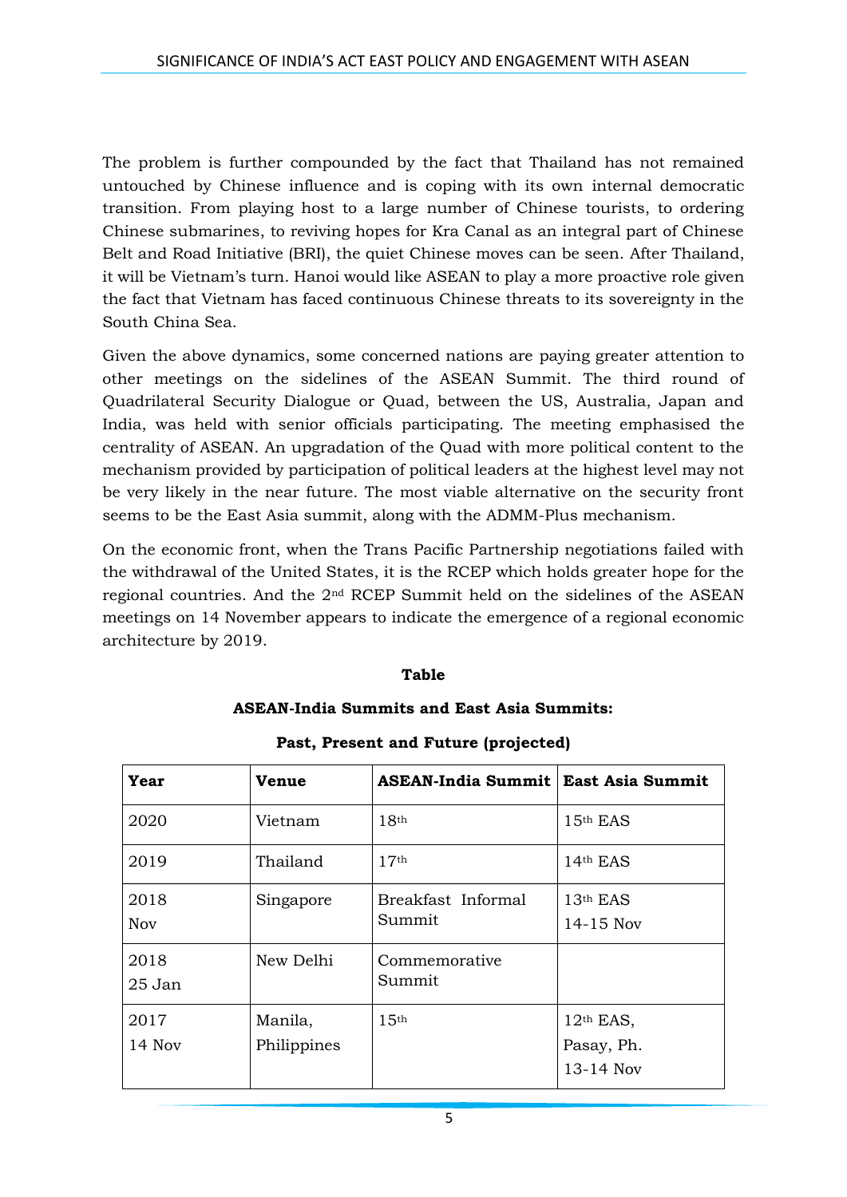The problem is further compounded by the fact that Thailand has not remained untouched by Chinese influence and is coping with its own internal democratic transition. From playing host to a large number of Chinese tourists, to ordering Chinese submarines, to reviving hopes for Kra Canal as an integral part of Chinese Belt and Road Initiative (BRI), the quiet Chinese moves can be seen. After Thailand, it will be Vietnam's turn. Hanoi would like ASEAN to play a more proactive role given the fact that Vietnam has faced continuous Chinese threats to its sovereignty in the South China Sea.

Given the above dynamics, some concerned nations are paying greater attention to other meetings on the sidelines of the ASEAN Summit. The third round of Quadrilateral Security Dialogue or Quad, between the US, Australia, Japan and India, was held with senior officials participating. The meeting emphasised the centrality of ASEAN. An upgradation of the Quad with more political content to the mechanism provided by participation of political leaders at the highest level may not be very likely in the near future. The most viable alternative on the security front seems to be the East Asia summit, along with the ADMM-Plus mechanism.

On the economic front, when the Trans Pacific Partnership negotiations failed with the withdrawal of the United States, it is the RCEP which holds greater hope for the regional countries. And the 2nd RCEP Summit held on the sidelines of the ASEAN meetings on 14 November appears to indicate the emergence of a regional economic architecture by 2019.

**Table**

**ASEAN-India Summits and East Asia Summits:**

**Past, Present and Future (projected)**

| Year | Venue | ASEAN-India Summit | East Asia Summit |
|---|---|---|---|
| 2020 | Vietnam | 18th | 15th EAS |
| 2019 | Thailand | 17th | 14th EAS |
| 2018 Nov | Singapore | Breakfast Informal Summit | 13th EAS 14-15 Nov |
| 2018 25 Jan | New Delhi | Commemorative Summit | |
| 2017 14 Nov | Manila, Philippines | 15th | 12th EAS, Pasay, Ph. 13-14 Nov |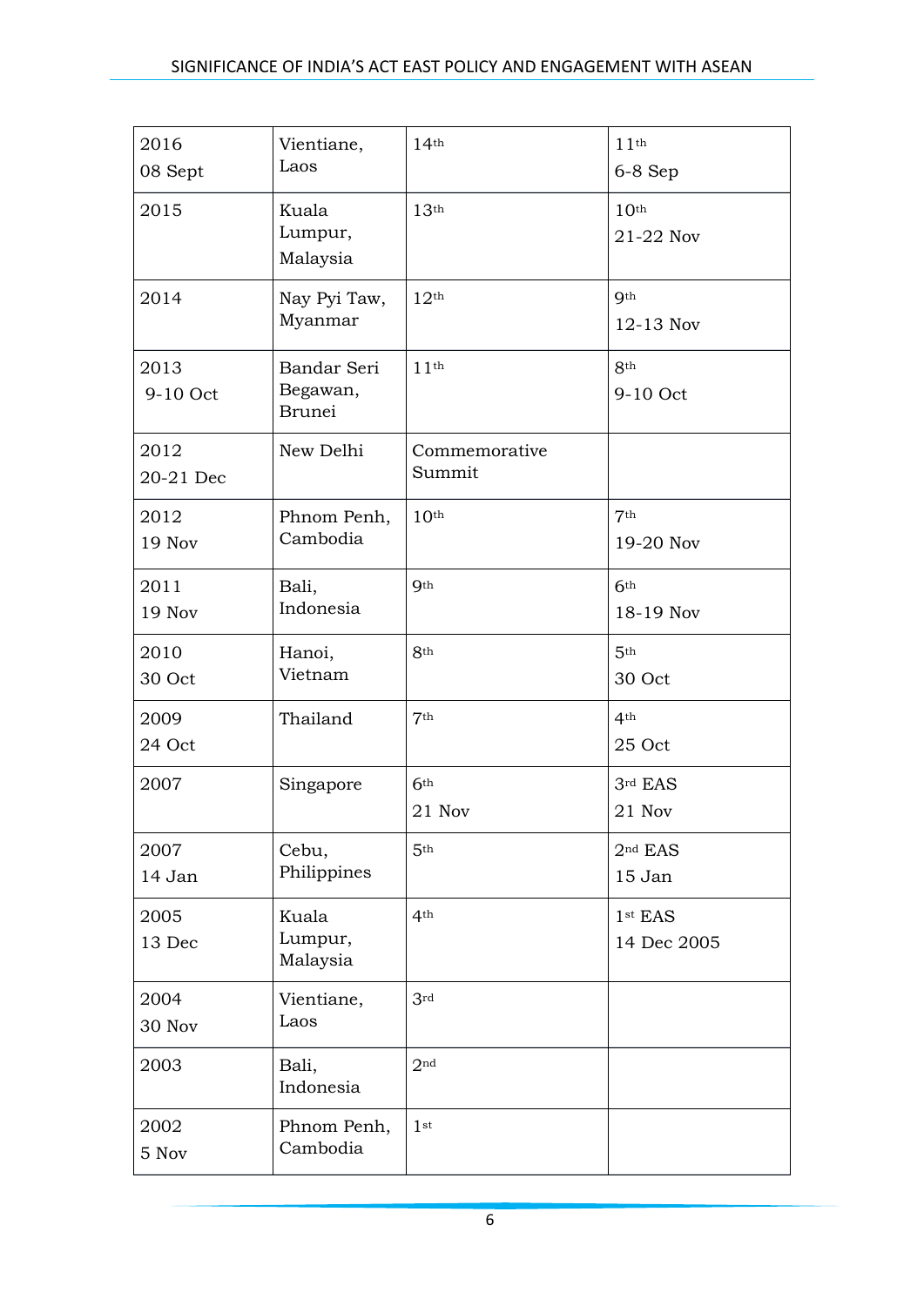| 2016<br>08 Sept | Vientiane, Laos | 14th | 11th<br>6-8 Sep |
|---|---|---|---|
| 2015 | Kuala Lumpur, Malaysia | 13th | 10th<br>21-22 Nov |
| 2014 | Nay Pyi Taw, Myanmar | 12th | 9th<br>12-13 Nov |
| 2013<br>9-10 Oct | Bandar Seri Begawan, Brunei | 11th | 8th<br>9-10 Oct |
| 2012<br>20-21 Dec | New Delhi | Commemorative Summit | |
| 2012<br>19 Nov | Phnom Penh, Cambodia | 10th | 7th<br>19-20 Nov |
| 2011<br>19 Nov | Bali, Indonesia | 9th | 6th<br>18-19 Nov |
| 2010<br>30 Oct | Hanoi, Vietnam | 8th | 5th<br>30 Oct |
| 2009<br>24 Oct | Thailand | 7th | 4th<br>25 Oct |
| 2007 | Singapore | 6th<br>21 Nov | 3rd EAS<br>21 Nov |
| 2007<br>14 Jan | Cebu, Philippines | 5th | 2nd EAS<br>15 Jan |
| 2005<br>13 Dec | Kuala Lumpur, Malaysia | 4th | 1st EAS<br>14 Dec 2005 |
| 2004<br>30 Nov | Vientiane, Laos | 3rd | |
| 2003 | Bali, Indonesia | 2nd | |
| 2002<br>5 Nov | Phnom Penh, Cambodia | 1st | |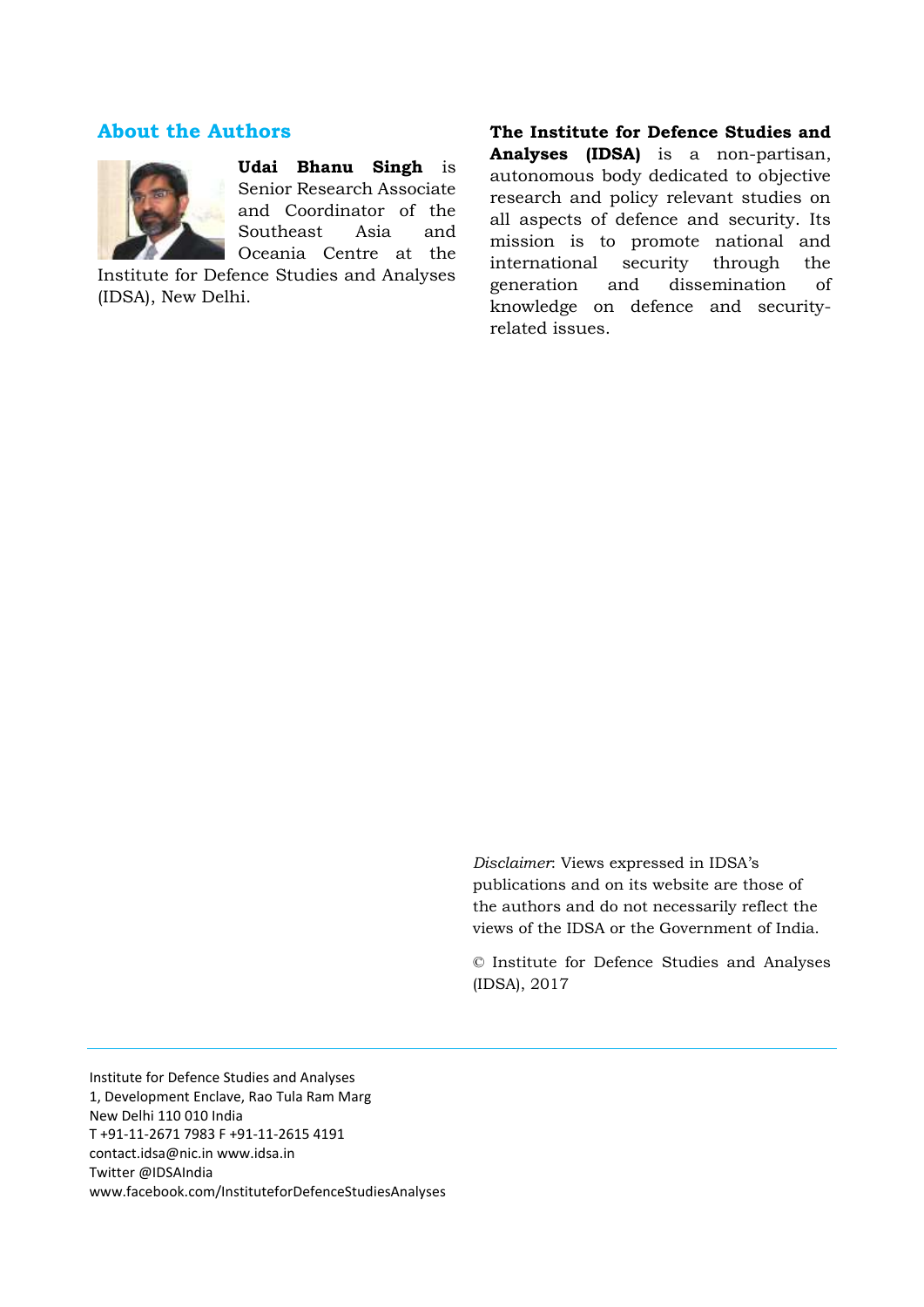## About the Authors

**Udai Bhanu Singh** is Senior Research Associate and Coordinator of the Southeast Asia and Oceania Centre at the Institute for Defence Studies and Analyses (IDSA), New Delhi.

**The Institute for Defence Studies and Analyses (IDSA)** is a non-partisan, autonomous body dedicated to objective research and policy relevant studies on all aspects of defence and security. Its mission is to promote national and international security through the generation and dissemination of knowledge on defence and security-related issues.

*Disclaimer*: Views expressed in IDSA's publications and on its website are those of the authors and do not necessarily reflect the views of the IDSA or the Government of India.

© Institute for Defence Studies and Analyses (IDSA), 2017

Institute for Defence Studies and Analyses
1, Development Enclave, Rao Tula Ram Marg
New Delhi 110 010 India
T +91-11-2671 7983 F +91-11-2615 4191
contact.idsa@nic.in www.idsa.in
Twitter @IDSAIndia
www.facebook.com/InstituteforDefenceStudiesAnalyses